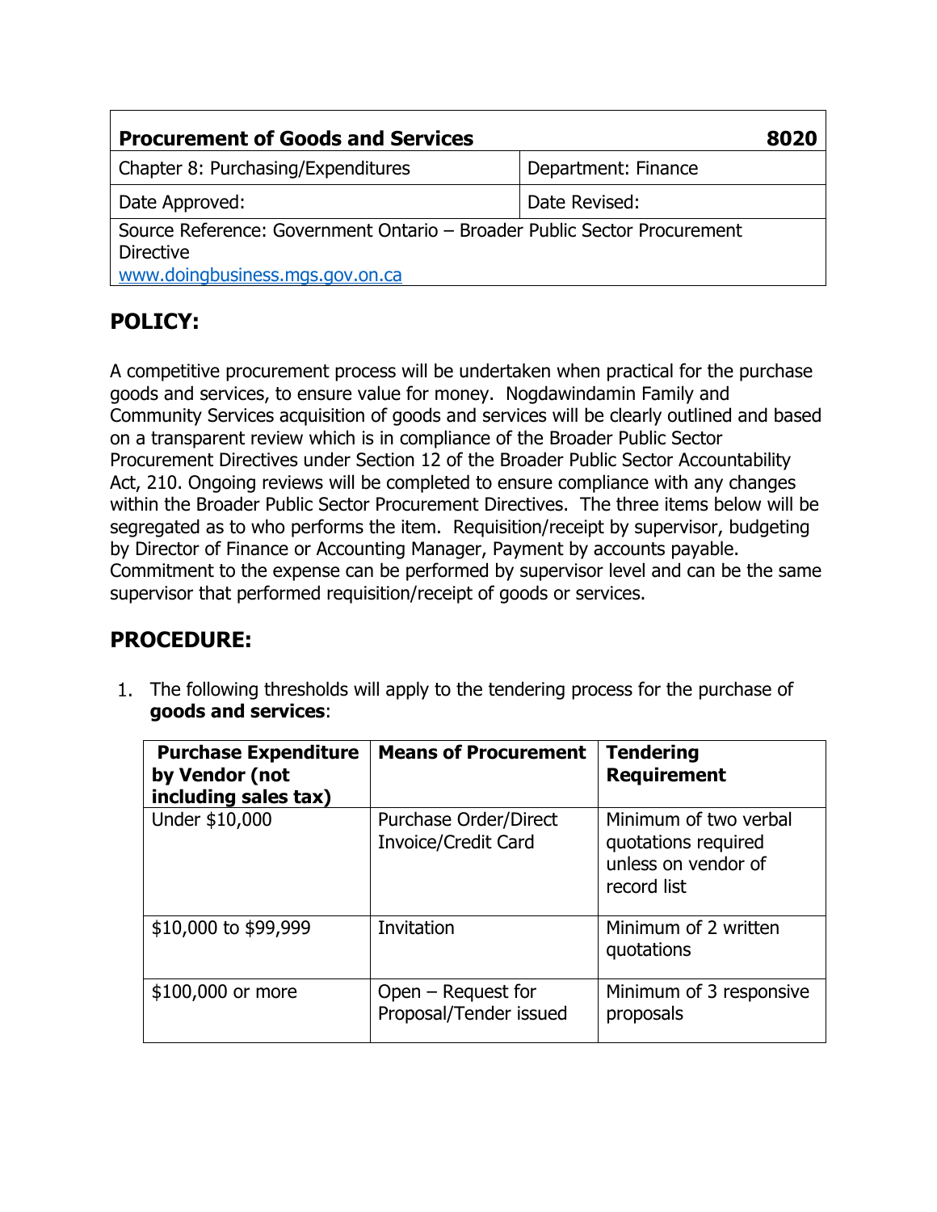| **Procurement of Goods and Services** | **8020** |
| --- | --- |
| Chapter 8: Purchasing/Expenditures | Department: Finance |
| Date Approved: | Date Revised: |
| Source Reference: Government Ontario – Broader Public Sector Procurement Directive www.doingbusiness.mgs.gov.on.ca | |

## POLICY:

A competitive procurement process will be undertaken when practical for the purchase goods and services, to ensure value for money. Nogdawindamin Family and Community Services acquisition of goods and services will be clearly outlined and based on a transparent review which is in compliance of the Broader Public Sector Procurement Directives under Section 12 of the Broader Public Sector Accountability Act, 210. Ongoing reviews will be completed to ensure compliance with any changes within the Broader Public Sector Procurement Directives. The three items below will be segregated as to who performs the item. Requisition/receipt by supervisor, budgeting by Director of Finance or Accounting Manager, Payment by accounts payable. Commitment to the expense can be performed by supervisor level and can be the same supervisor that performed requisition/receipt of goods or services.

## PROCEDURE:

1. The following thresholds will apply to the tendering process for the purchase of **goods and services**:

| **Purchase Expenditure by Vendor (not including sales tax)** | **Means of Procurement** | **Tendering Requirement** |
| --- | --- | --- |
| Under $10,000 | Purchase Order/Direct Invoice/Credit Card | Minimum of two verbal quotations required unless on vendor of record list |
| $10,000 to $99,999 | Invitation | Minimum of 2 written quotations |
| $100,000 or more | Open – Request for Proposal/Tender issued | Minimum of 3 responsive proposals |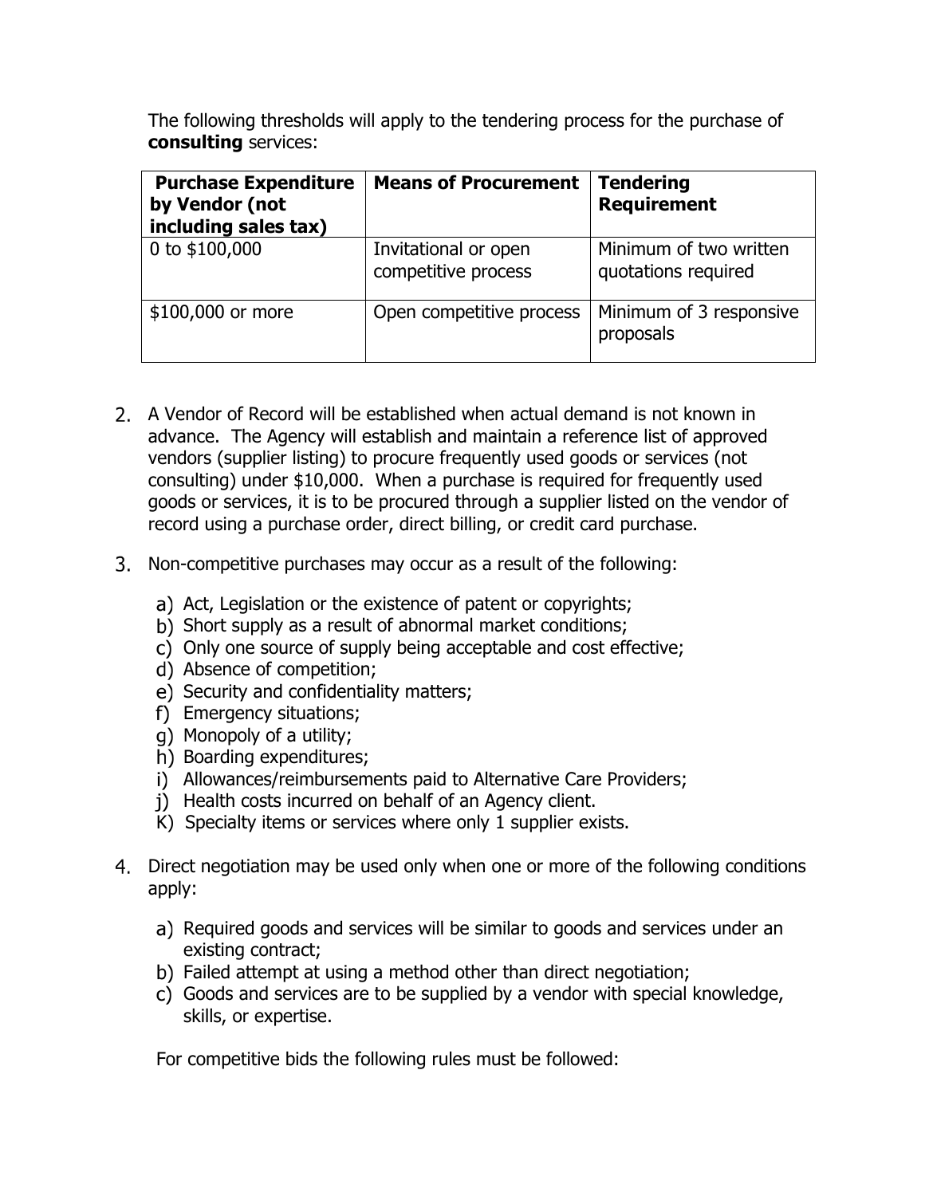The following thresholds will apply to the tendering process for the purchase of **consulting** services:

| Purchase Expenditure by Vendor (not including sales tax) | Means of Procurement | Tendering Requirement |
|---|---|---|
| 0 to $100,000 | Invitational or open competitive process | Minimum of two written quotations required |
| $100,000 or more | Open competitive process | Minimum of 3 responsive proposals |

2. A Vendor of Record will be established when actual demand is not known in advance. The Agency will establish and maintain a reference list of approved vendors (supplier listing) to procure frequently used goods or services (not consulting) under $10,000. When a purchase is required for frequently used goods or services, it is to be procured through a supplier listed on the vendor of record using a purchase order, direct billing, or credit card purchase.

3. Non-competitive purchases may occur as a result of the following:

   a) Act, Legislation or the existence of patent or copyrights;
   b) Short supply as a result of abnormal market conditions;
   c) Only one source of supply being acceptable and cost effective;
   d) Absence of competition;
   e) Security and confidentiality matters;
   f) Emergency situations;
   g) Monopoly of a utility;
   h) Boarding expenditures;
   i) Allowances/reimbursements paid to Alternative Care Providers;
   j) Health costs incurred on behalf of an Agency client.
   K) Specialty items or services where only 1 supplier exists.

4. Direct negotiation may be used only when one or more of the following conditions apply:

   a) Required goods and services will be similar to goods and services under an existing contract;
   b) Failed attempt at using a method other than direct negotiation;
   c) Goods and services are to be supplied by a vendor with special knowledge, skills, or expertise.

   For competitive bids the following rules must be followed: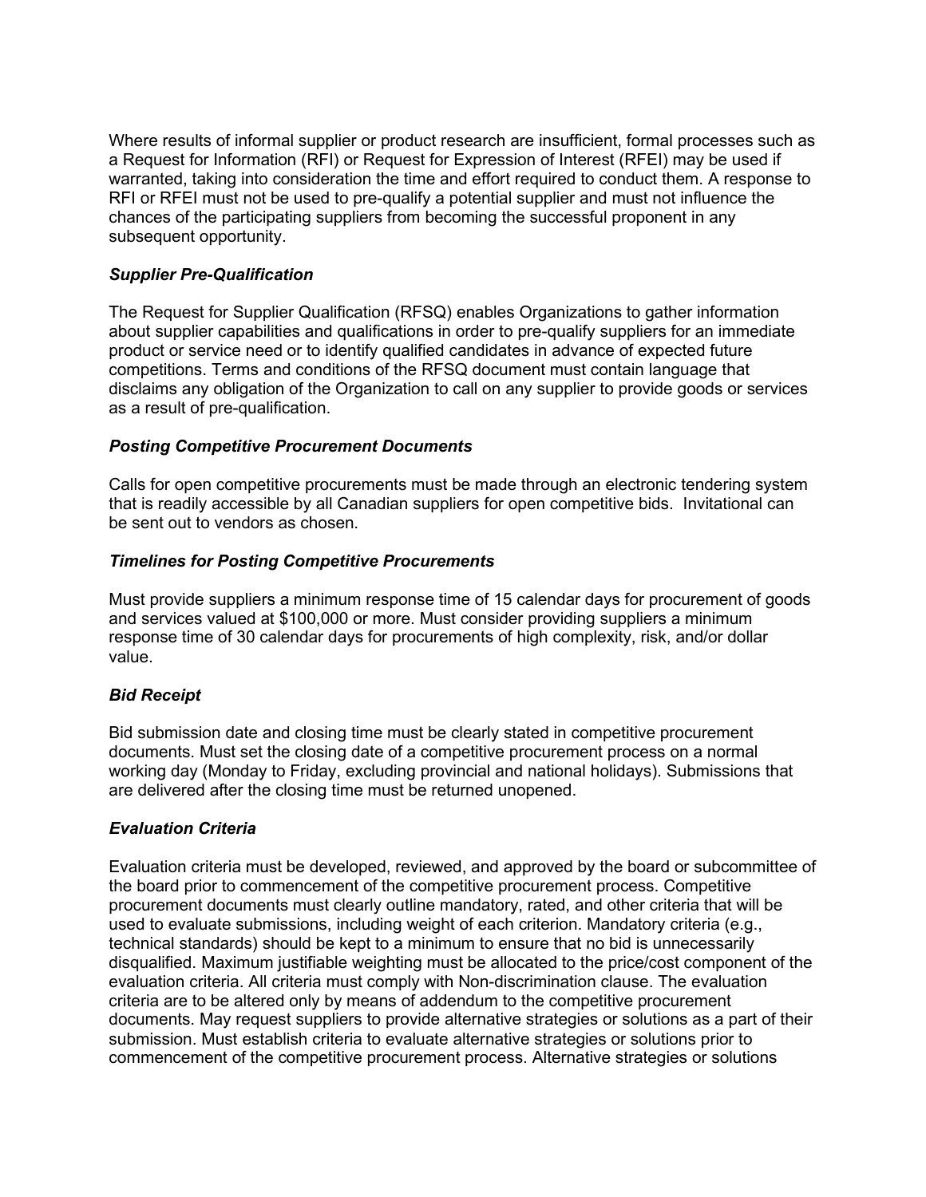Where results of informal supplier or product research are insufficient, formal processes such as a Request for Information (RFI) or Request for Expression of Interest (RFEI) may be used if warranted, taking into consideration the time and effort required to conduct them. A response to RFI or RFEI must not be used to pre-qualify a potential supplier and must not influence the chances of the participating suppliers from becoming the successful proponent in any subsequent opportunity.

### *Supplier Pre-Qualification*

The Request for Supplier Qualification (RFSQ) enables Organizations to gather information about supplier capabilities and qualifications in order to pre-qualify suppliers for an immediate product or service need or to identify qualified candidates in advance of expected future competitions. Terms and conditions of the RFSQ document must contain language that disclaims any obligation of the Organization to call on any supplier to provide goods or services as a result of pre-qualification.

### *Posting Competitive Procurement Documents*

Calls for open competitive procurements must be made through an electronic tendering system that is readily accessible by all Canadian suppliers for open competitive bids. Invitational can be sent out to vendors as chosen.

### *Timelines for Posting Competitive Procurements*

Must provide suppliers a minimum response time of 15 calendar days for procurement of goods and services valued at $100,000 or more. Must consider providing suppliers a minimum response time of 30 calendar days for procurements of high complexity, risk, and/or dollar value.

### *Bid Receipt*

Bid submission date and closing time must be clearly stated in competitive procurement documents. Must set the closing date of a competitive procurement process on a normal working day (Monday to Friday, excluding provincial and national holidays). Submissions that are delivered after the closing time must be returned unopened.

### *Evaluation Criteria*

Evaluation criteria must be developed, reviewed, and approved by the board or subcommittee of the board prior to commencement of the competitive procurement process. Competitive procurement documents must clearly outline mandatory, rated, and other criteria that will be used to evaluate submissions, including weight of each criterion. Mandatory criteria (e.g., technical standards) should be kept to a minimum to ensure that no bid is unnecessarily disqualified. Maximum justifiable weighting must be allocated to the price/cost component of the evaluation criteria. All criteria must comply with Non-discrimination clause. The evaluation criteria are to be altered only by means of addendum to the competitive procurement documents. May request suppliers to provide alternative strategies or solutions as a part of their submission. Must establish criteria to evaluate alternative strategies or solutions prior to commencement of the competitive procurement process. Alternative strategies or solutions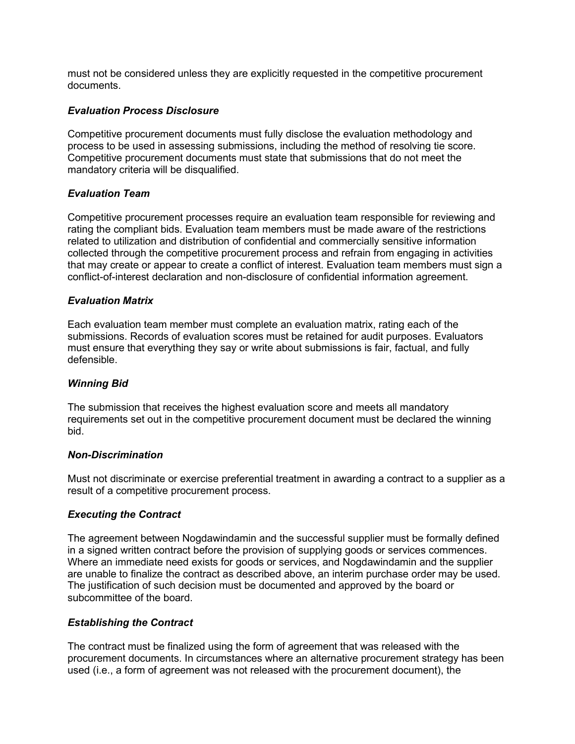must not be considered unless they are explicitly requested in the competitive procurement documents.

### *Evaluation Process Disclosure*

Competitive procurement documents must fully disclose the evaluation methodology and process to be used in assessing submissions, including the method of resolving tie score. Competitive procurement documents must state that submissions that do not meet the mandatory criteria will be disqualified.

### *Evaluation Team*

Competitive procurement processes require an evaluation team responsible for reviewing and rating the compliant bids. Evaluation team members must be made aware of the restrictions related to utilization and distribution of confidential and commercially sensitive information collected through the competitive procurement process and refrain from engaging in activities that may create or appear to create a conflict of interest. Evaluation team members must sign a conflict-of-interest declaration and non-disclosure of confidential information agreement.

### *Evaluation Matrix*

Each evaluation team member must complete an evaluation matrix, rating each of the submissions. Records of evaluation scores must be retained for audit purposes. Evaluators must ensure that everything they say or write about submissions is fair, factual, and fully defensible.

### *Winning Bid*

The submission that receives the highest evaluation score and meets all mandatory requirements set out in the competitive procurement document must be declared the winning bid.

### *Non-Discrimination*

Must not discriminate or exercise preferential treatment in awarding a contract to a supplier as a result of a competitive procurement process.

### *Executing the Contract*

The agreement between Nogdawindamin and the successful supplier must be formally defined in a signed written contract before the provision of supplying goods or services commences. Where an immediate need exists for goods or services, and Nogdawindamin and the supplier are unable to finalize the contract as described above, an interim purchase order may be used. The justification of such decision must be documented and approved by the board or subcommittee of the board.

### *Establishing the Contract*

The contract must be finalized using the form of agreement that was released with the procurement documents. In circumstances where an alternative procurement strategy has been used (i.e., a form of agreement was not released with the procurement document), the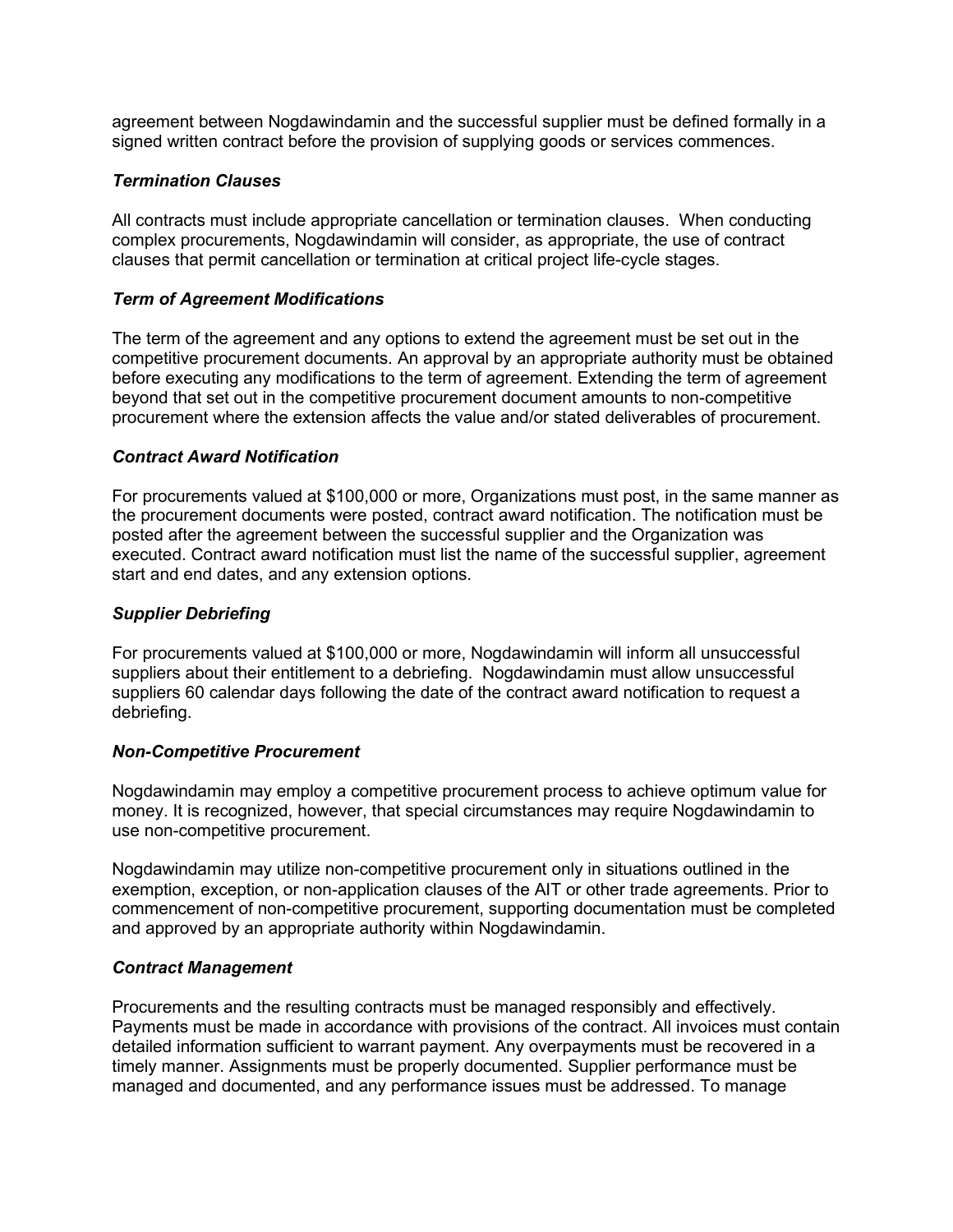agreement between Nogdawindamin and the successful supplier must be defined formally in a signed written contract before the provision of supplying goods or services commences.

### *Termination Clauses*

All contracts must include appropriate cancellation or termination clauses. When conducting complex procurements, Nogdawindamin will consider, as appropriate, the use of contract clauses that permit cancellation or termination at critical project life-cycle stages.

### *Term of Agreement Modifications*

The term of the agreement and any options to extend the agreement must be set out in the competitive procurement documents. An approval by an appropriate authority must be obtained before executing any modifications to the term of agreement. Extending the term of agreement beyond that set out in the competitive procurement document amounts to non-competitive procurement where the extension affects the value and/or stated deliverables of procurement.

### *Contract Award Notification*

For procurements valued at $100,000 or more, Organizations must post, in the same manner as the procurement documents were posted, contract award notification. The notification must be posted after the agreement between the successful supplier and the Organization was executed. Contract award notification must list the name of the successful supplier, agreement start and end dates, and any extension options.

### *Supplier Debriefing*

For procurements valued at $100,000 or more, Nogdawindamin will inform all unsuccessful suppliers about their entitlement to a debriefing. Nogdawindamin must allow unsuccessful suppliers 60 calendar days following the date of the contract award notification to request a debriefing.

### *Non-Competitive Procurement*

Nogdawindamin may employ a competitive procurement process to achieve optimum value for money. It is recognized, however, that special circumstances may require Nogdawindamin to use non-competitive procurement.

Nogdawindamin may utilize non-competitive procurement only in situations outlined in the exemption, exception, or non-application clauses of the AIT or other trade agreements. Prior to commencement of non-competitive procurement, supporting documentation must be completed and approved by an appropriate authority within Nogdawindamin.

### *Contract Management*

Procurements and the resulting contracts must be managed responsibly and effectively. Payments must be made in accordance with provisions of the contract. All invoices must contain detailed information sufficient to warrant payment. Any overpayments must be recovered in a timely manner. Assignments must be properly documented. Supplier performance must be managed and documented, and any performance issues must be addressed. To manage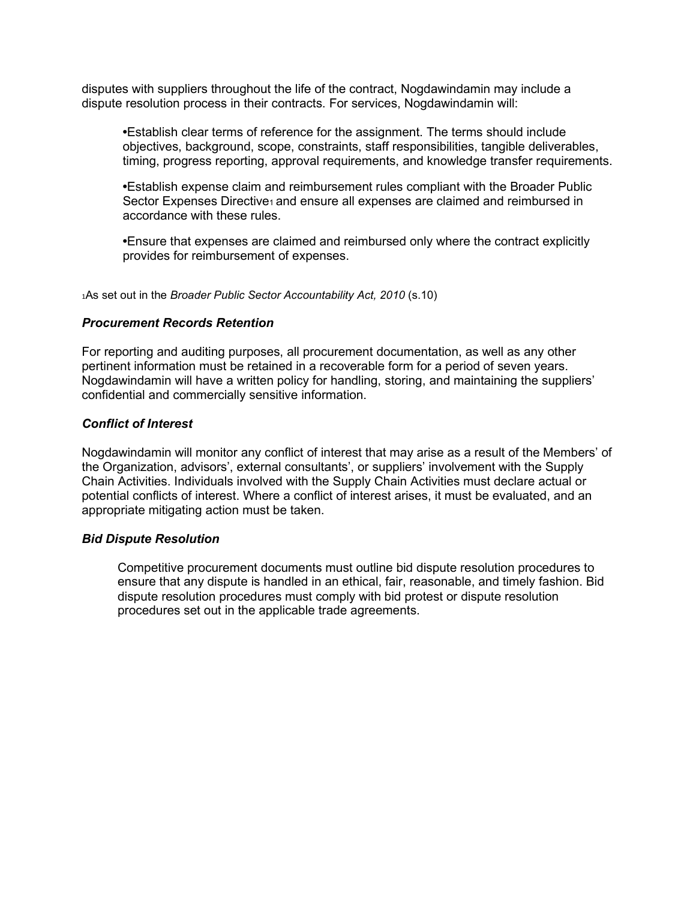disputes with suppliers throughout the life of the contract, Nogdawindamin may include a dispute resolution process in their contracts. For services, Nogdawindamin will:

- Establish clear terms of reference for the assignment. The terms should include objectives, background, scope, constraints, staff responsibilities, tangible deliverables, timing, progress reporting, approval requirements, and knowledge transfer requirements.
- Establish expense claim and reimbursement rules compliant with the Broader Public Sector Expenses Directive[1] and ensure all expenses are claimed and reimbursed in accordance with these rules.
- Ensure that expenses are claimed and reimbursed only where the contract explicitly provides for reimbursement of expenses.

[1]As set out in the *Broader Public Sector Accountability Act, 2010* (s.10)

### *Procurement Records Retention*

For reporting and auditing purposes, all procurement documentation, as well as any other pertinent information must be retained in a recoverable form for a period of seven years. Nogdawindamin will have a written policy for handling, storing, and maintaining the suppliers' confidential and commercially sensitive information.

### *Conflict of Interest*

Nogdawindamin will monitor any conflict of interest that may arise as a result of the Members' of the Organization, advisors', external consultants', or suppliers' involvement with the Supply Chain Activities. Individuals involved with the Supply Chain Activities must declare actual or potential conflicts of interest. Where a conflict of interest arises, it must be evaluated, and an appropriate mitigating action must be taken.

### *Bid Dispute Resolution*

Competitive procurement documents must outline bid dispute resolution procedures to ensure that any dispute is handled in an ethical, fair, reasonable, and timely fashion. Bid dispute resolution procedures must comply with bid protest or dispute resolution procedures set out in the applicable trade agreements.